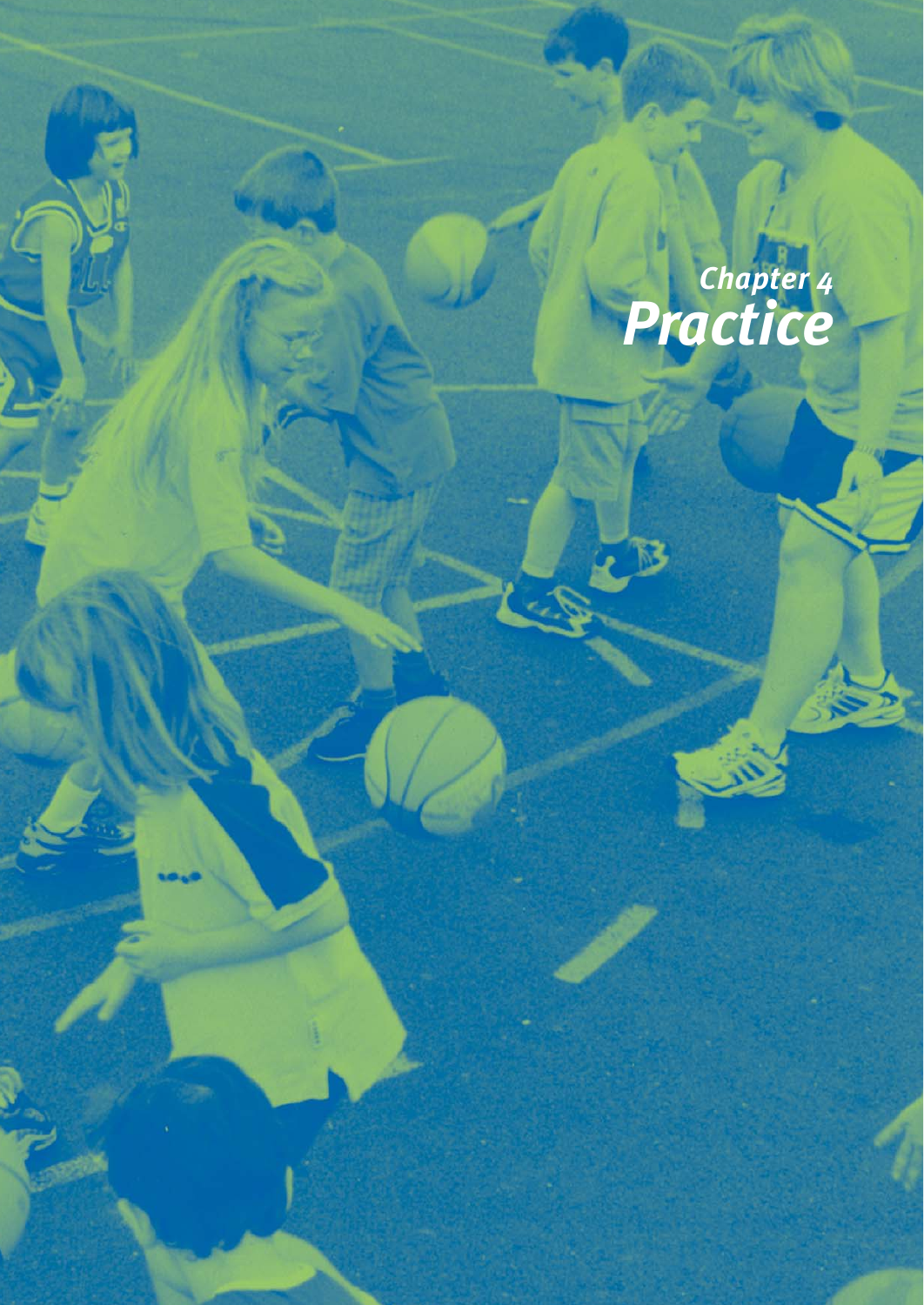# Chapter 4
# Practice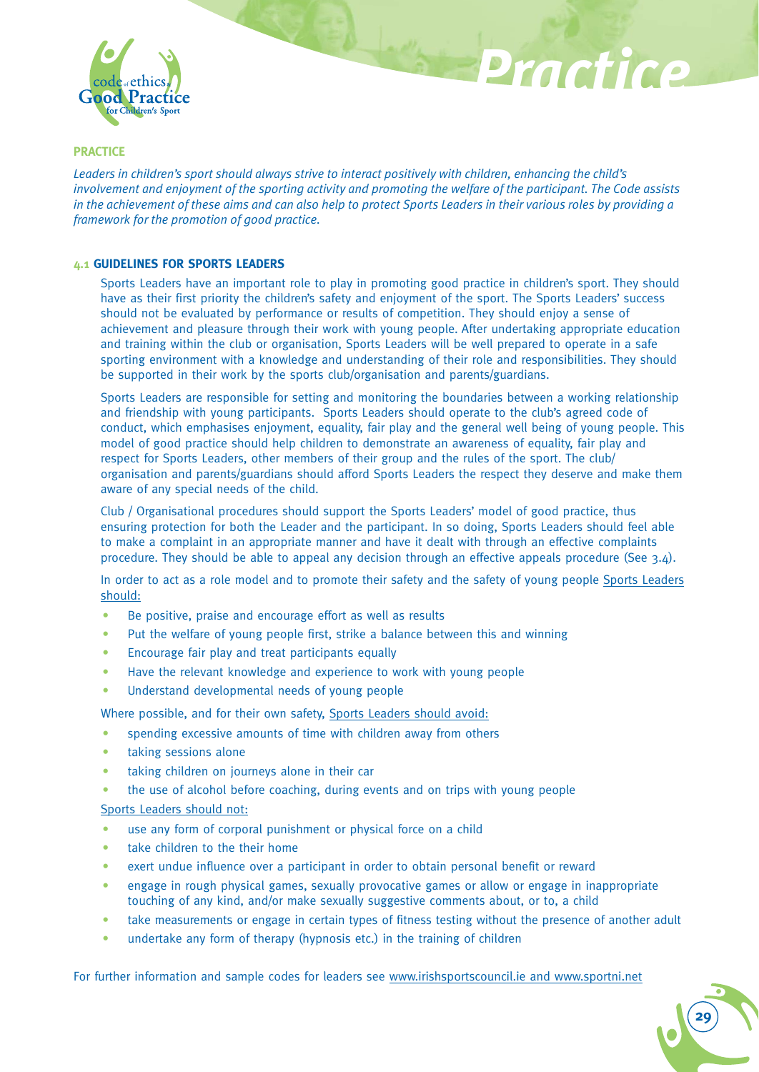# Practice

## PRACTICE

*Leaders in children's sport should always strive to interact positively with children, enhancing the child's involvement and enjoyment of the sporting activity and promoting the welfare of the participant. The Code assists in the achievement of these aims and can also help to protect Sports Leaders in their various roles by providing a framework for the promotion of good practice.*

### 4.1 GUIDELINES FOR SPORTS LEADERS

Sports Leaders have an important role to play in promoting good practice in children's sport. They should have as their first priority the children's safety and enjoyment of the sport. The Sports Leaders' success should not be evaluated by performance or results of competition. They should enjoy a sense of achievement and pleasure through their work with young people. After undertaking appropriate education and training within the club or organisation, Sports Leaders will be well prepared to operate in a safe sporting environment with a knowledge and understanding of their role and responsibilities. They should be supported in their work by the sports club/organisation and parents/guardians.

Sports Leaders are responsible for setting and monitoring the boundaries between a working relationship and friendship with young participants. Sports Leaders should operate to the club's agreed code of conduct, which emphasises enjoyment, equality, fair play and the general well being of young people. This model of good practice should help children to demonstrate an awareness of equality, fair play and respect for Sports Leaders, other members of their group and the rules of the sport. The club/ organisation and parents/guardians should afford Sports Leaders the respect they deserve and make them aware of any special needs of the child.

Club / Organisational procedures should support the Sports Leaders' model of good practice, thus ensuring protection for both the Leader and the participant. In so doing, Sports Leaders should feel able to make a complaint in an appropriate manner and have it dealt with through an effective complaints procedure. They should be able to appeal any decision through an effective appeals procedure (See 3.4).

In order to act as a role model and to promote their safety and the safety of young people Sports Leaders should:

- Be positive, praise and encourage effort as well as results
- Put the welfare of young people first, strike a balance between this and winning
- Encourage fair play and treat participants equally
- Have the relevant knowledge and experience to work with young people
- Understand developmental needs of young people

Where possible, and for their own safety, Sports Leaders should avoid:

- spending excessive amounts of time with children away from others
- taking sessions alone
- taking children on journeys alone in their car
- the use of alcohol before coaching, during events and on trips with young people

Sports Leaders should not:

- use any form of corporal punishment or physical force on a child
- take children to the their home
- exert undue influence over a participant in order to obtain personal benefit or reward
- engage in rough physical games, sexually provocative games or allow or engage in inappropriate touching of any kind, and/or make sexually suggestive comments about, or to, a child
- take measurements or engage in certain types of fitness testing without the presence of another adult
- undertake any form of therapy (hypnosis etc.) in the training of children

For further information and sample codes for leaders see www.irishsportscouncil.ie and www.sportni.net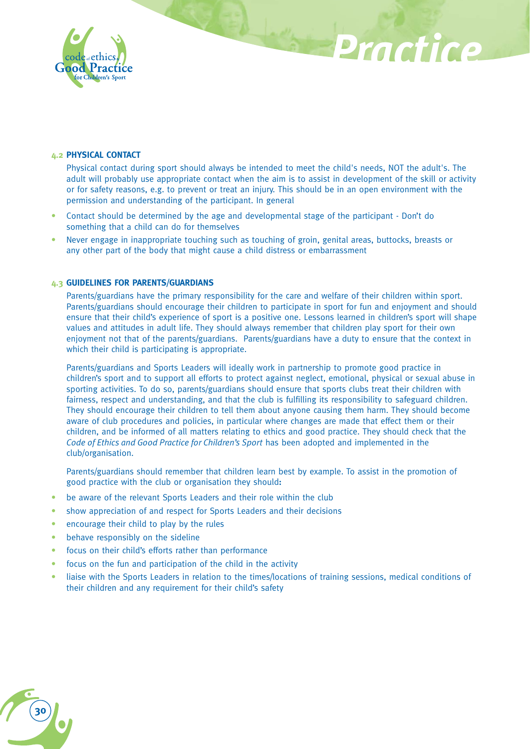### 4.2 PHYSICAL CONTACT

Physical contact during sport should always be intended to meet the child's needs, NOT the adult's. The adult will probably use appropriate contact when the aim is to assist in development of the skill or activity or for safety reasons, e.g. to prevent or treat an injury. This should be in an open environment with the permission and understanding of the participant. In general

- Contact should be determined by the age and developmental stage of the participant - Don't do something that a child can do for themselves
- Never engage in inappropriate touching such as touching of groin, genital areas, buttocks, breasts or any other part of the body that might cause a child distress or embarrassment

### 4.3 GUIDELINES FOR PARENTS/GUARDIANS

Parents/guardians have the primary responsibility for the care and welfare of their children within sport. Parents/guardians should encourage their children to participate in sport for fun and enjoyment and should ensure that their child's experience of sport is a positive one. Lessons learned in children's sport will shape values and attitudes in adult life. They should always remember that children play sport for their own enjoyment not that of the parents/guardians. Parents/guardians have a duty to ensure that the context in which their child is participating is appropriate.

Parents/guardians and Sports Leaders will ideally work in partnership to promote good practice in children's sport and to support all efforts to protect against neglect, emotional, physical or sexual abuse in sporting activities. To do so, parents/guardians should ensure that sports clubs treat their children with fairness, respect and understanding, and that the club is fulfilling its responsibility to safeguard children. They should encourage their children to tell them about anyone causing them harm. They should become aware of club procedures and policies, in particular where changes are made that effect them or their children, and be informed of all matters relating to ethics and good practice. They should check that the *Code of Ethics and Good Practice for Children's Sport* has been adopted and implemented in the club/organisation.

Parents/guardians should remember that children learn best by example. To assist in the promotion of good practice with the club or organisation they should**:**

- be aware of the relevant Sports Leaders and their role within the club
- show appreciation of and respect for Sports Leaders and their decisions
- encourage their child to play by the rules
- behave responsibly on the sideline
- focus on their child's efforts rather than performance
- focus on the fun and participation of the child in the activity
- liaise with the Sports Leaders in relation to the times/locations of training sessions, medical conditions of their children and any requirement for their child's safety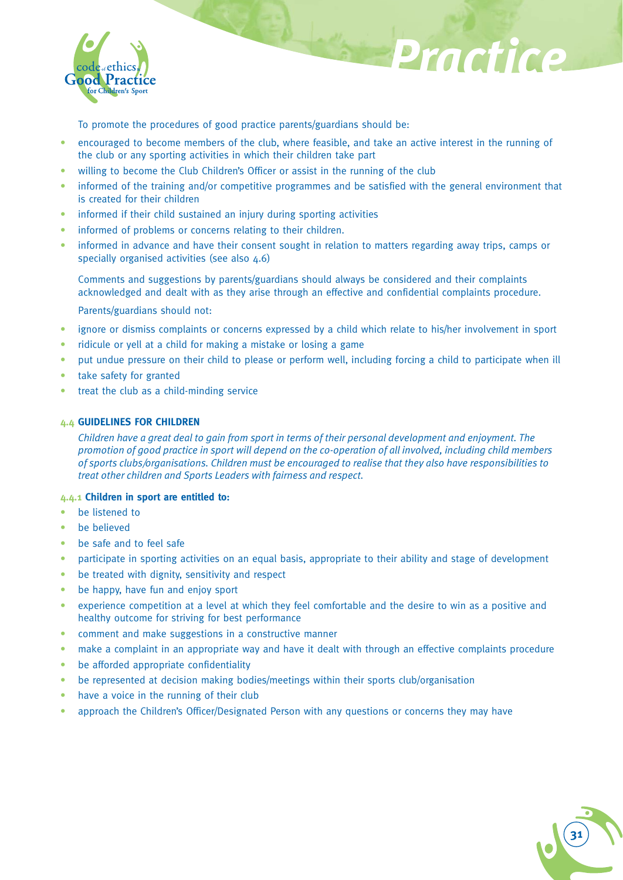To promote the procedures of good practice parents/guardians should be:

- encouraged to become members of the club, where feasible, and take an active interest in the running of the club or any sporting activities in which their children take part
- willing to become the Club Children's Officer or assist in the running of the club
- informed of the training and/or competitive programmes and be satisfied with the general environment that is created for their children
- informed if their child sustained an injury during sporting activities
- informed of problems or concerns relating to their children.
- informed in advance and have their consent sought in relation to matters regarding away trips, camps or specially organised activities (see also 4.6)

Comments and suggestions by parents/guardians should always be considered and their complaints acknowledged and dealt with as they arise through an effective and confidential complaints procedure.

Parents/guardians should not:

- ignore or dismiss complaints or concerns expressed by a child which relate to his/her involvement in sport
- ridicule or yell at a child for making a mistake or losing a game
- put undue pressure on their child to please or perform well, including forcing a child to participate when ill
- take safety for granted
- treat the club as a child-minding service

## 4.4 GUIDELINES FOR CHILDREN

*Children have a great deal to gain from sport in terms of their personal development and enjoyment. The promotion of good practice in sport will depend on the co-operation of all involved, including child members of sports clubs/organisations. Children must be encouraged to realise that they also have responsibilities to treat other children and Sports Leaders with fairness and respect.*

### 4.4.1 Children in sport are entitled to:

- be listened to
- be believed
- be safe and to feel safe
- participate in sporting activities on an equal basis, appropriate to their ability and stage of development
- be treated with dignity, sensitivity and respect
- be happy, have fun and enjoy sport
- experience competition at a level at which they feel comfortable and the desire to win as a positive and healthy outcome for striving for best performance
- comment and make suggestions in a constructive manner
- make a complaint in an appropriate way and have it dealt with through an effective complaints procedure
- be afforded appropriate confidentiality
- be represented at decision making bodies/meetings within their sports club/organisation
- have a voice in the running of their club
- approach the Children's Officer/Designated Person with any questions or concerns they may have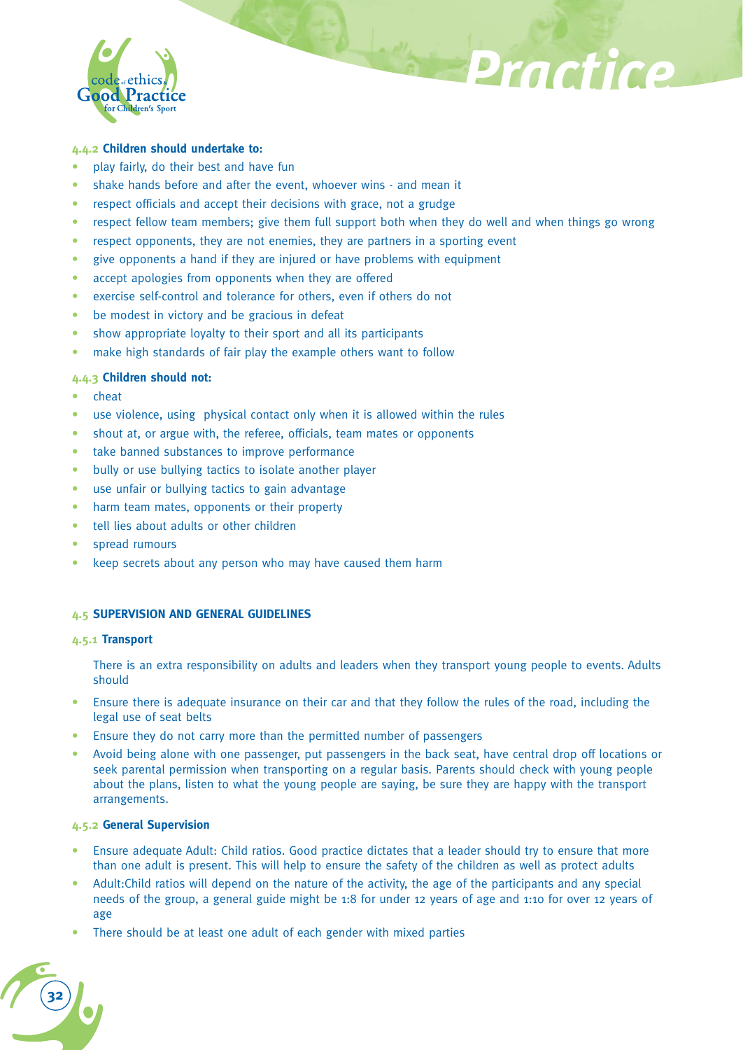#### 4.4.2 Children should undertake to:

- play fairly, do their best and have fun
- shake hands before and after the event, whoever wins - and mean it
- respect officials and accept their decisions with grace, not a grudge
- respect fellow team members; give them full support both when they do well and when things go wrong
- respect opponents, they are not enemies, they are partners in a sporting event
- give opponents a hand if they are injured or have problems with equipment
- accept apologies from opponents when they are offered
- exercise self-control and tolerance for others, even if others do not
- be modest in victory and be gracious in defeat
- show appropriate loyalty to their sport and all its participants
- make high standards of fair play the example others want to follow

#### 4.4.3 Children should not:

- cheat
- use violence, using physical contact only when it is allowed within the rules
- shout at, or argue with, the referee, officials, team mates or opponents
- take banned substances to improve performance
- bully or use bullying tactics to isolate another player
- use unfair or bullying tactics to gain advantage
- harm team mates, opponents or their property
- tell lies about adults or other children
- spread rumours
- keep secrets about any person who may have caused them harm

### 4.5 SUPERVISION AND GENERAL GUIDELINES

#### 4.5.1 Transport

There is an extra responsibility on adults and leaders when they transport young people to events. Adults should

- Ensure there is adequate insurance on their car and that they follow the rules of the road, including the legal use of seat belts
- Ensure they do not carry more than the permitted number of passengers
- Avoid being alone with one passenger, put passengers in the back seat, have central drop off locations or seek parental permission when transporting on a regular basis. Parents should check with young people about the plans, listen to what the young people are saying, be sure they are happy with the transport arrangements.

#### 4.5.2 General Supervision

- Ensure adequate Adult: Child ratios. Good practice dictates that a leader should try to ensure that more than one adult is present. This will help to ensure the safety of the children as well as protect adults
- Adult:Child ratios will depend on the nature of the activity, the age of the participants and any special needs of the group, a general guide might be 1:8 for under 12 years of age and 1:10 for over 12 years of age
- There should be at least one adult of each gender with mixed parties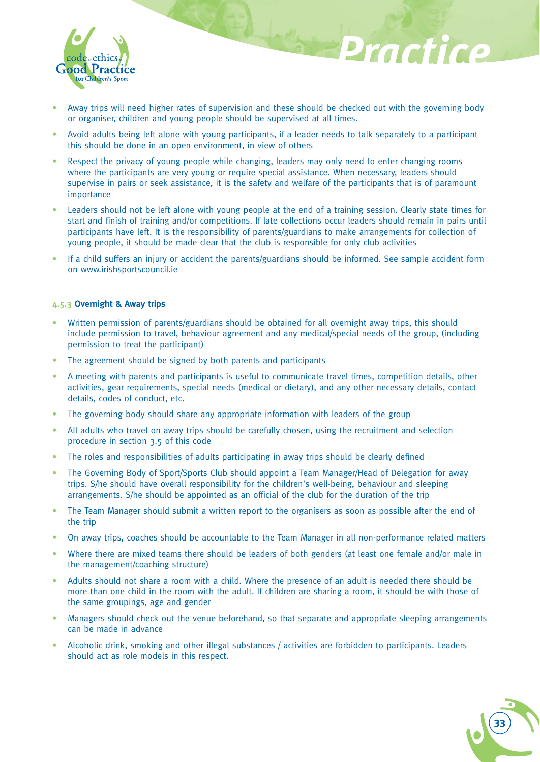- Away trips will need higher rates of supervision and these should be checked out with the governing body or organiser, children and young people should be supervised at all times.
- Avoid adults being left alone with young participants, if a leader needs to talk separately to a participant this should be done in an open environment, in view of others
- Respect the privacy of young people while changing, leaders may only need to enter changing rooms where the participants are very young or require special assistance. When necessary, leaders should supervise in pairs or seek assistance, it is the safety and welfare of the participants that is of paramount importance
- Leaders should not be left alone with young people at the end of a training session. Clearly state times for start and finish of training and/or competitions. If late collections occur leaders should remain in pairs until participants have left. It is the responsibility of parents/guardians to make arrangements for collection of young people, it should be made clear that the club is responsible for only club activities
- If a child suffers an injury or accident the parents/guardians should be informed. See sample accident form on www.irishsportscouncil.ie

#### 4.5.3 Overnight & Away trips

- Written permission of parents/guardians should be obtained for all overnight away trips, this should include permission to travel, behaviour agreement and any medical/special needs of the group, (including permission to treat the participant)
- The agreement should be signed by both parents and participants
- A meeting with parents and participants is useful to communicate travel times, competition details, other activities, gear requirements, special needs (medical or dietary), and any other necessary details, contact details, codes of conduct, etc.
- The governing body should share any appropriate information with leaders of the group
- All adults who travel on away trips should be carefully chosen, using the recruitment and selection procedure in section 3.5 of this code
- The roles and responsibilities of adults participating in away trips should be clearly defined
- The Governing Body of Sport/Sports Club should appoint a Team Manager/Head of Delegation for away trips. S/he should have overall responsibility for the children's well-being, behaviour and sleeping arrangements. S/he should be appointed as an official of the club for the duration of the trip
- The Team Manager should submit a written report to the organisers as soon as possible after the end of the trip
- On away trips, coaches should be accountable to the Team Manager in all non-performance related matters
- Where there are mixed teams there should be leaders of both genders (at least one female and/or male in the management/coaching structure)
- Adults should not share a room with a child. Where the presence of an adult is needed there should be more than one child in the room with the adult. If children are sharing a room, it should be with those of the same groupings, age and gender
- Managers should check out the venue beforehand, so that separate and appropriate sleeping arrangements can be made in advance
- Alcoholic drink, smoking and other illegal substances / activities are forbidden to participants. Leaders should act as role models in this respect.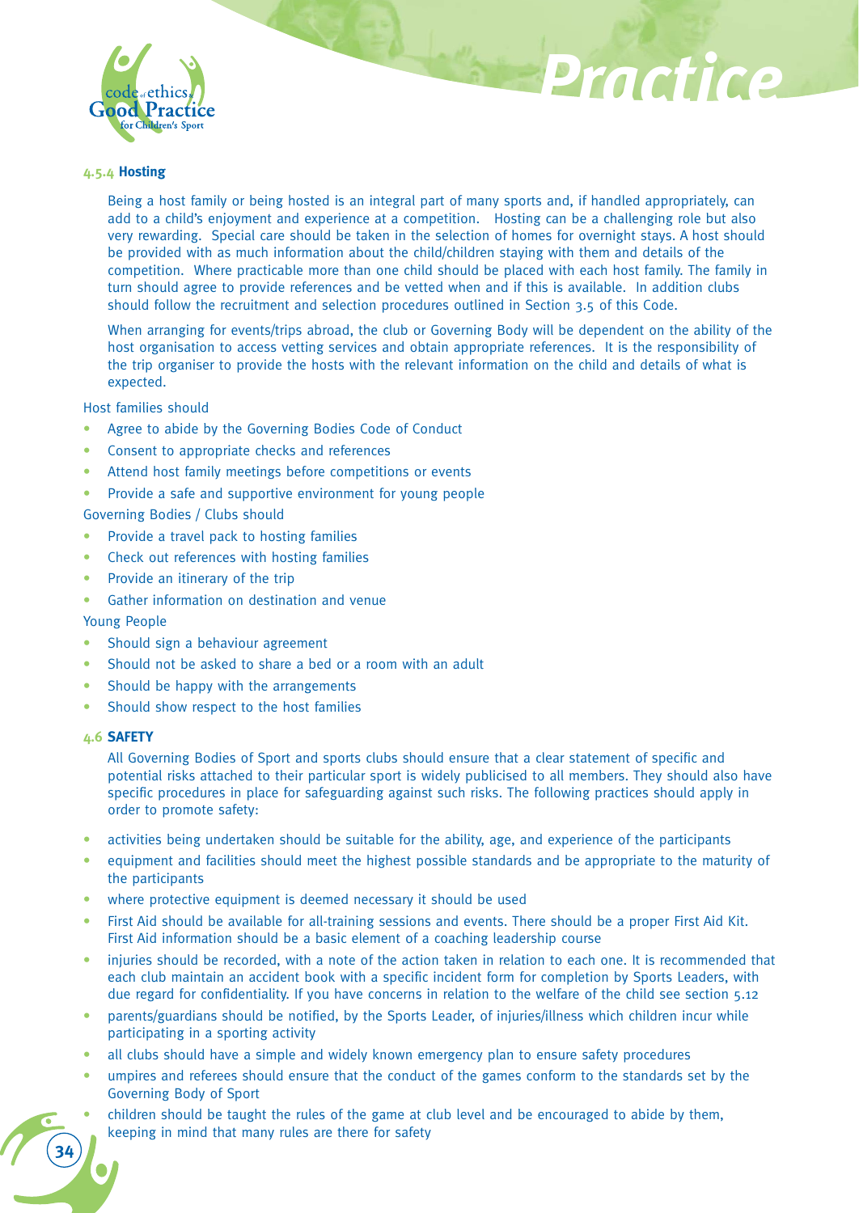#### 4.5.4 Hosting

Being a host family or being hosted is an integral part of many sports and, if handled appropriately, can add to a child's enjoyment and experience at a competition. Hosting can be a challenging role but also very rewarding. Special care should be taken in the selection of homes for overnight stays. A host should be provided with as much information about the child/children staying with them and details of the competition. Where practicable more than one child should be placed with each host family. The family in turn should agree to provide references and be vetted when and if this is available. In addition clubs should follow the recruitment and selection procedures outlined in Section 3.5 of this Code.

When arranging for events/trips abroad, the club or Governing Body will be dependent on the ability of the host organisation to access vetting services and obtain appropriate references. It is the responsibility of the trip organiser to provide the hosts with the relevant information on the child and details of what is expected.

Host families should

- Agree to abide by the Governing Bodies Code of Conduct
- Consent to appropriate checks and references
- Attend host family meetings before competitions or events
- Provide a safe and supportive environment for young people

Governing Bodies / Clubs should

- Provide a travel pack to hosting families
- Check out references with hosting families
- Provide an itinerary of the trip
- Gather information on destination and venue

Young People

- Should sign a behaviour agreement
- Should not be asked to share a bed or a room with an adult
- Should be happy with the arrangements
- Should show respect to the host families

### 4.6 SAFETY

All Governing Bodies of Sport and sports clubs should ensure that a clear statement of specific and potential risks attached to their particular sport is widely publicised to all members. They should also have specific procedures in place for safeguarding against such risks. The following practices should apply in order to promote safety:

- activities being undertaken should be suitable for the ability, age, and experience of the participants
- equipment and facilities should meet the highest possible standards and be appropriate to the maturity of the participants
- where protective equipment is deemed necessary it should be used
- First Aid should be available for all-training sessions and events. There should be a proper First Aid Kit. First Aid information should be a basic element of a coaching leadership course
- injuries should be recorded, with a note of the action taken in relation to each one. It is recommended that each club maintain an accident book with a specific incident form for completion by Sports Leaders, with due regard for confidentiality. If you have concerns in relation to the welfare of the child see section 5.12
- parents/guardians should be notified, by the Sports Leader, of injuries/illness which children incur while participating in a sporting activity
- all clubs should have a simple and widely known emergency plan to ensure safety procedures
- umpires and referees should ensure that the conduct of the games conform to the standards set by the Governing Body of Sport
- children should be taught the rules of the game at club level and be encouraged to abide by them, keeping in mind that many rules are there for safety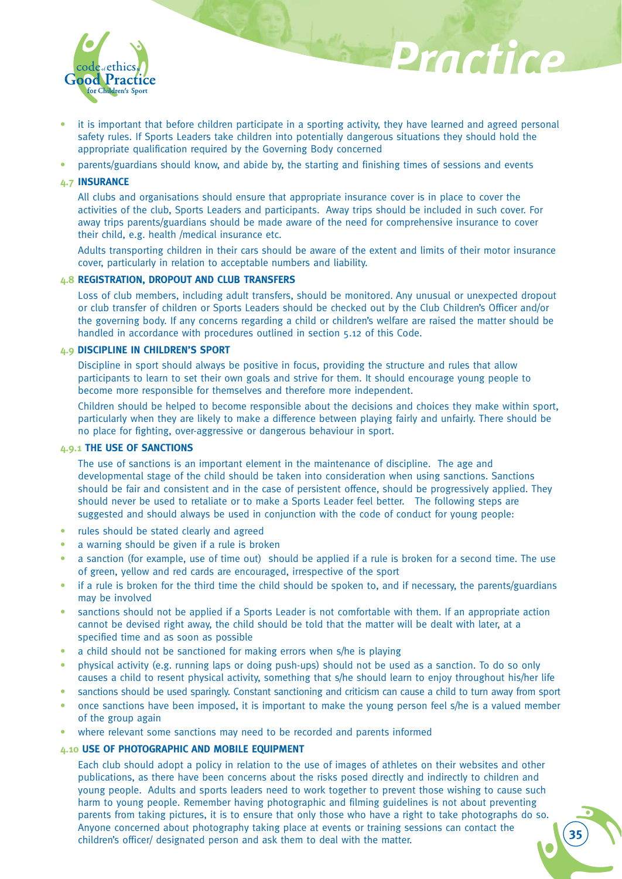- it is important that before children participate in a sporting activity, they have learned and agreed personal safety rules. If Sports Leaders take children into potentially dangerous situations they should hold the appropriate qualification required by the Governing Body concerned
- parents/guardians should know, and abide by, the starting and finishing times of sessions and events

### 4.7 INSURANCE

All clubs and organisations should ensure that appropriate insurance cover is in place to cover the activities of the club, Sports Leaders and participants. Away trips should be included in such cover. For away trips parents/guardians should be made aware of the need for comprehensive insurance to cover their child, e.g. health /medical insurance etc.

Adults transporting children in their cars should be aware of the extent and limits of their motor insurance cover, particularly in relation to acceptable numbers and liability.

### 4.8 REGISTRATION, DROPOUT AND CLUB TRANSFERS

Loss of club members, including adult transfers, should be monitored. Any unusual or unexpected dropout or club transfer of children or Sports Leaders should be checked out by the Club Children's Officer and/or the governing body. If any concerns regarding a child or children's welfare are raised the matter should be handled in accordance with procedures outlined in section 5.12 of this Code.

### 4.9 DISCIPLINE IN CHILDREN'S SPORT

Discipline in sport should always be positive in focus, providing the structure and rules that allow participants to learn to set their own goals and strive for them. It should encourage young people to become more responsible for themselves and therefore more independent.

Children should be helped to become responsible about the decisions and choices they make within sport, particularly when they are likely to make a difference between playing fairly and unfairly. There should be no place for fighting, over-aggressive or dangerous behaviour in sport.

### 4.9.1 THE USE OF SANCTIONS

The use of sanctions is an important element in the maintenance of discipline. The age and developmental stage of the child should be taken into consideration when using sanctions. Sanctions should be fair and consistent and in the case of persistent offence, should be progressively applied. They should never be used to retaliate or to make a Sports Leader feel better. The following steps are suggested and should always be used in conjunction with the code of conduct for young people:

- rules should be stated clearly and agreed
- a warning should be given if a rule is broken
- a sanction (for example, use of time out) should be applied if a rule is broken for a second time. The use of green, yellow and red cards are encouraged, irrespective of the sport
- if a rule is broken for the third time the child should be spoken to, and if necessary, the parents/guardians may be involved
- sanctions should not be applied if a Sports Leader is not comfortable with them. If an appropriate action cannot be devised right away, the child should be told that the matter will be dealt with later, at a specified time and as soon as possible
- a child should not be sanctioned for making errors when s/he is playing
- physical activity (e.g. running laps or doing push-ups) should not be used as a sanction. To do so only causes a child to resent physical activity, something that s/he should learn to enjoy throughout his/her life
- sanctions should be used sparingly. Constant sanctioning and criticism can cause a child to turn away from sport
- once sanctions have been imposed, it is important to make the young person feel s/he is a valued member of the group again
- where relevant some sanctions may need to be recorded and parents informed

### 4.10 USE OF PHOTOGRAPHIC AND MOBILE EQUIPMENT

Each club should adopt a policy in relation to the use of images of athletes on their websites and other publications, as there have been concerns about the risks posed directly and indirectly to children and young people. Adults and sports leaders need to work together to prevent those wishing to cause such harm to young people. Remember having photographic and filming guidelines is not about preventing parents from taking pictures, it is to ensure that only those who have a right to take photographs do so. Anyone concerned about photography taking place at events or training sessions can contact the children's officer/ designated person and ask them to deal with the matter.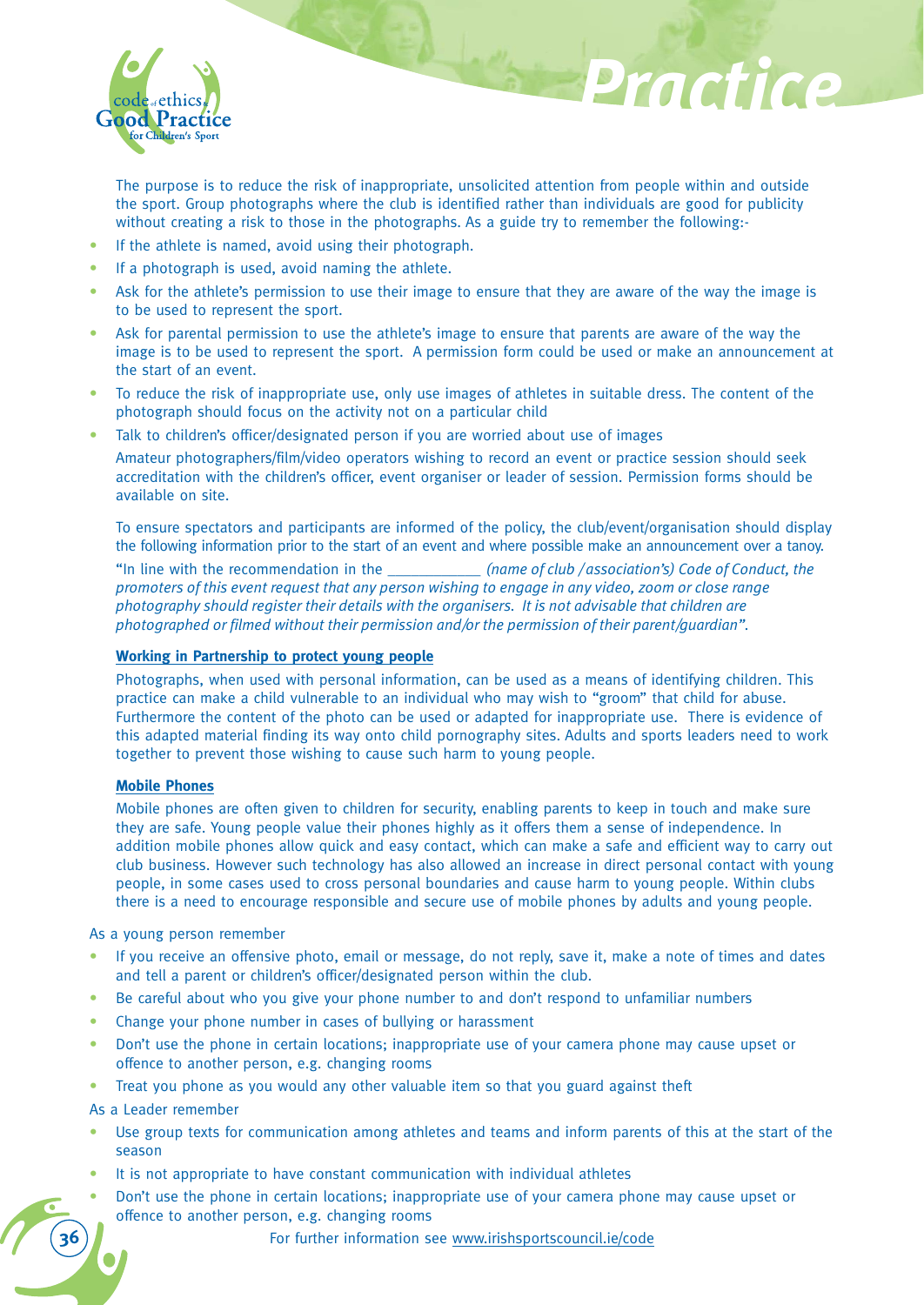The purpose is to reduce the risk of inappropriate, unsolicited attention from people within and outside the sport. Group photographs where the club is identified rather than individuals are good for publicity without creating a risk to those in the photographs. As a guide try to remember the following:-

- If the athlete is named, avoid using their photograph.
- If a photograph is used, avoid naming the athlete.
- Ask for the athlete's permission to use their image to ensure that they are aware of the way the image is to be used to represent the sport.
- Ask for parental permission to use the athlete's image to ensure that parents are aware of the way the image is to be used to represent the sport. A permission form could be used or make an announcement at the start of an event.
- To reduce the risk of inappropriate use, only use images of athletes in suitable dress. The content of the photograph should focus on the activity not on a particular child
- Talk to children's officer/designated person if you are worried about use of images

Amateur photographers/film/video operators wishing to record an event or practice session should seek accreditation with the children's officer, event organiser or leader of session. Permission forms should be available on site.

To ensure spectators and participants are informed of the policy, the club/event/organisation should display the following information prior to the start of an event and where possible make an announcement over a tanoy.

"In line with the recommendation in the ___________ *(name of club /association's) Code of Conduct, the promoters of this event request that any person wishing to engage in any video, zoom or close range photography should register their details with the organisers. It is not advisable that children are photographed or filmed without their permission and/or the permission of their parent/guardian".*

**Working in Partnership to protect young people**

Photographs, when used with personal information, can be used as a means of identifying children. This practice can make a child vulnerable to an individual who may wish to "groom" that child for abuse. Furthermore the content of the photo can be used or adapted for inappropriate use. There is evidence of this adapted material finding its way onto child pornography sites. Adults and sports leaders need to work together to prevent those wishing to cause such harm to young people.

**Mobile Phones**

Mobile phones are often given to children for security, enabling parents to keep in touch and make sure they are safe. Young people value their phones highly as it offers them a sense of independence. In addition mobile phones allow quick and easy contact, which can make a safe and efficient way to carry out club business. However such technology has also allowed an increase in direct personal contact with young people, in some cases used to cross personal boundaries and cause harm to young people. Within clubs there is a need to encourage responsible and secure use of mobile phones by adults and young people.

As a young person remember

- If you receive an offensive photo, email or message, do not reply, save it, make a note of times and dates and tell a parent or children's officer/designated person within the club.
- Be careful about who you give your phone number to and don't respond to unfamiliar numbers
- Change your phone number in cases of bullying or harassment
- Don't use the phone in certain locations; inappropriate use of your camera phone may cause upset or offence to another person, e.g. changing rooms
- Treat you phone as you would any other valuable item so that you guard against theft

As a Leader remember

- Use group texts for communication among athletes and teams and inform parents of this at the start of the season
- It is not appropriate to have constant communication with individual athletes
- Don't use the phone in certain locations; inappropriate use of your camera phone may cause upset or offence to another person, e.g. changing rooms

For further information see www.irishsportscouncil.ie/code